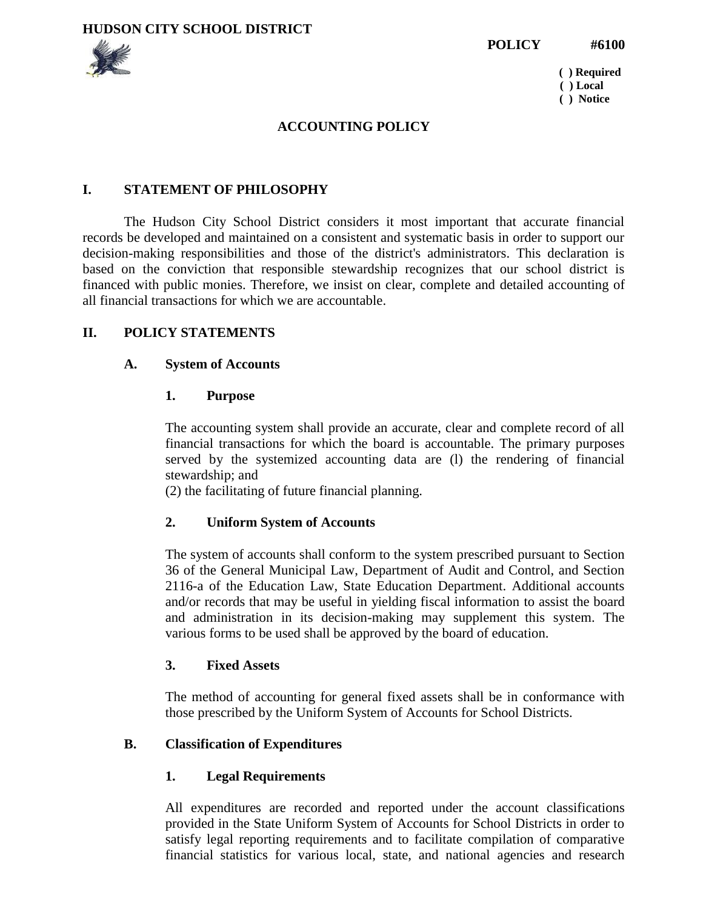**HUDSON CITY SCHOOL DISTRICT**

**POLICY #6100**

**( ) Required**
**( ) Local**
**( ) Notice**

# ACCOUNTING POLICY

## I. STATEMENT OF PHILOSOPHY

The Hudson City School District considers it most important that accurate financial records be developed and maintained on a consistent and systematic basis in order to support our decision-making responsibilities and those of the district's administrators. This declaration is based on the conviction that responsible stewardship recognizes that our school district is financed with public monies. Therefore, we insist on clear, complete and detailed accounting of all financial transactions for which we are accountable.

## II. POLICY STATEMENTS

### A. System of Accounts

#### 1. Purpose

The accounting system shall provide an accurate, clear and complete record of all financial transactions for which the board is accountable. The primary purposes served by the systemized accounting data are (l) the rendering of financial stewardship; and
(2) the facilitating of future financial planning.

#### 2. Uniform System of Accounts

The system of accounts shall conform to the system prescribed pursuant to Section 36 of the General Municipal Law, Department of Audit and Control, and Section 2116-a of the Education Law, State Education Department. Additional accounts and/or records that may be useful in yielding fiscal information to assist the board and administration in its decision-making may supplement this system. The various forms to be used shall be approved by the board of education.

#### 3. Fixed Assets

The method of accounting for general fixed assets shall be in conformance with those prescribed by the Uniform System of Accounts for School Districts.

### B. Classification of Expenditures

#### 1. Legal Requirements

All expenditures are recorded and reported under the account classifications provided in the State Uniform System of Accounts for School Districts in order to satisfy legal reporting requirements and to facilitate compilation of comparative financial statistics for various local, state, and national agencies and research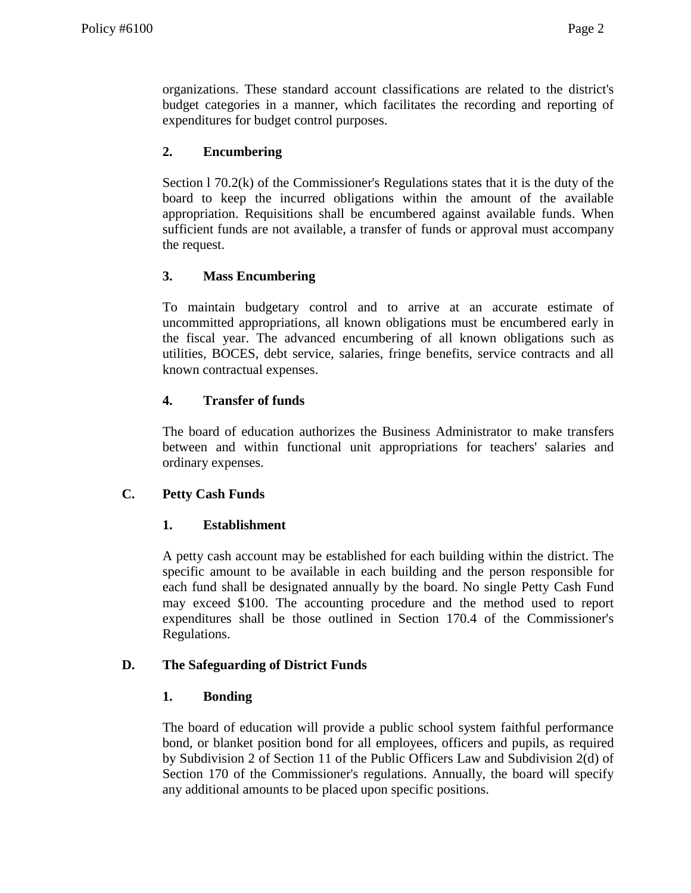organizations. These standard account classifications are related to the district's budget categories in a manner, which facilitates the recording and reporting of expenditures for budget control purposes.

**2. Encumbering**

Section l 70.2(k) of the Commissioner's Regulations states that it is the duty of the board to keep the incurred obligations within the amount of the available appropriation. Requisitions shall be encumbered against available funds. When sufficient funds are not available, a transfer of funds or approval must accompany the request.

**3. Mass Encumbering**

To maintain budgetary control and to arrive at an accurate estimate of uncommitted appropriations, all known obligations must be encumbered early in the fiscal year. The advanced encumbering of all known obligations such as utilities, BOCES, debt service, salaries, fringe benefits, service contracts and all known contractual expenses.

**4. Transfer of funds**

The board of education authorizes the Business Administrator to make transfers between and within functional unit appropriations for teachers' salaries and ordinary expenses.

## C. Petty Cash Funds

**1. Establishment**

A petty cash account may be established for each building within the district. The specific amount to be available in each building and the person responsible for each fund shall be designated annually by the board. No single Petty Cash Fund may exceed $100. The accounting procedure and the method used to report expenditures shall be those outlined in Section 170.4 of the Commissioner's Regulations.

## D. The Safeguarding of District Funds

**1. Bonding**

The board of education will provide a public school system faithful performance bond, or blanket position bond for all employees, officers and pupils, as required by Subdivision 2 of Section 11 of the Public Officers Law and Subdivision 2(d) of Section 170 of the Commissioner's regulations. Annually, the board will specify any additional amounts to be placed upon specific positions.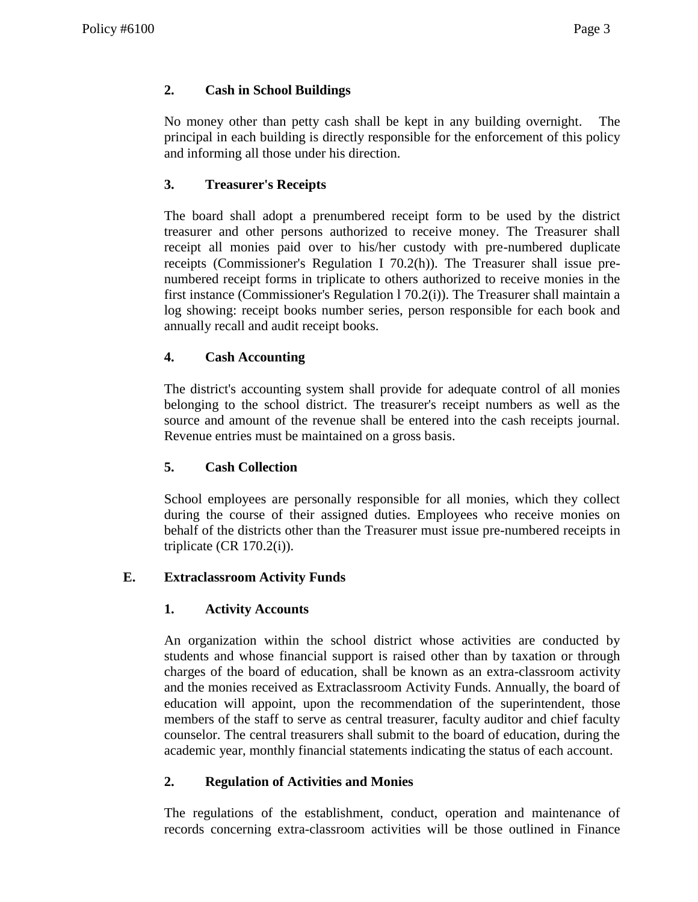### 2. Cash in School Buildings

No money other than petty cash shall be kept in any building overnight. The principal in each building is directly responsible for the enforcement of this policy and informing all those under his direction.

### 3. Treasurer's Receipts

The board shall adopt a prenumbered receipt form to be used by the district treasurer and other persons authorized to receive money. The Treasurer shall receipt all monies paid over to his/her custody with pre-numbered duplicate receipts (Commissioner's Regulation I 70.2(h)). The Treasurer shall issue pre-numbered receipt forms in triplicate to others authorized to receive monies in the first instance (Commissioner's Regulation l 70.2(i)). The Treasurer shall maintain a log showing: receipt books number series, person responsible for each book and annually recall and audit receipt books.

### 4. Cash Accounting

The district's accounting system shall provide for adequate control of all monies belonging to the school district. The treasurer's receipt numbers as well as the source and amount of the revenue shall be entered into the cash receipts journal. Revenue entries must be maintained on a gross basis.

### 5. Cash Collection

School employees are personally responsible for all monies, which they collect during the course of their assigned duties. Employees who receive monies on behalf of the districts other than the Treasurer must issue pre-numbered receipts in triplicate (CR 170.2(i)).

## E. Extraclassroom Activity Funds

### 1. Activity Accounts

An organization within the school district whose activities are conducted by students and whose financial support is raised other than by taxation or through charges of the board of education, shall be known as an extra-classroom activity and the monies received as Extraclassroom Activity Funds. Annually, the board of education will appoint, upon the recommendation of the superintendent, those members of the staff to serve as central treasurer, faculty auditor and chief faculty counselor. The central treasurers shall submit to the board of education, during the academic year, monthly financial statements indicating the status of each account.

### 2. Regulation of Activities and Monies

The regulations of the establishment, conduct, operation and maintenance of records concerning extra-classroom activities will be those outlined in Finance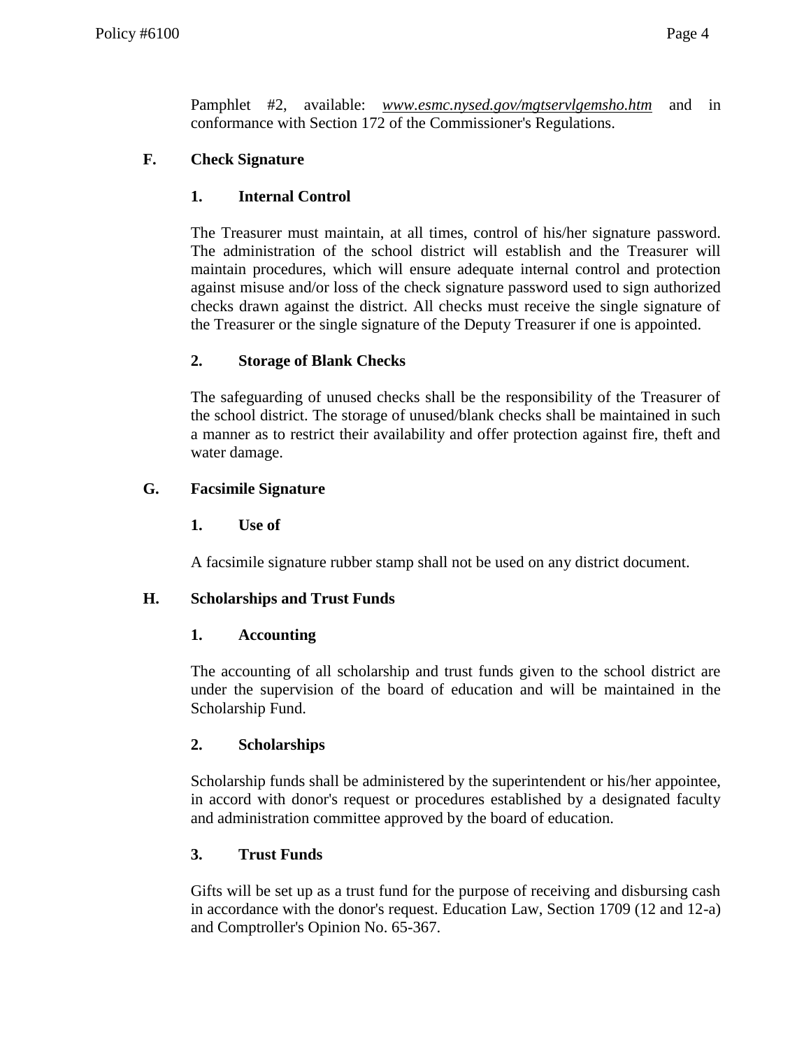Pamphlet #2, available: *www.esmc.nysed.gov/mgtservlgemsho.htm* and in conformance with Section 172 of the Commissioner's Regulations.

### F. Check Signature

#### 1. Internal Control

The Treasurer must maintain, at all times, control of his/her signature password. The administration of the school district will establish and the Treasurer will maintain procedures, which will ensure adequate internal control and protection against misuse and/or loss of the check signature password used to sign authorized checks drawn against the district. All checks must receive the single signature of the Treasurer or the single signature of the Deputy Treasurer if one is appointed.

#### 2. Storage of Blank Checks

The safeguarding of unused checks shall be the responsibility of the Treasurer of the school district. The storage of unused/blank checks shall be maintained in such a manner as to restrict their availability and offer protection against fire, theft and water damage.

### G. Facsimile Signature

#### 1. Use of

A facsimile signature rubber stamp shall not be used on any district document.

### H. Scholarships and Trust Funds

#### 1. Accounting

The accounting of all scholarship and trust funds given to the school district are under the supervision of the board of education and will be maintained in the Scholarship Fund.

#### 2. Scholarships

Scholarship funds shall be administered by the superintendent or his/her appointee, in accord with donor's request or procedures established by a designated faculty and administration committee approved by the board of education.

#### 3. Trust Funds

Gifts will be set up as a trust fund for the purpose of receiving and disbursing cash in accordance with the donor's request. Education Law, Section 1709 (12 and 12-a) and Comptroller's Opinion No. 65-367.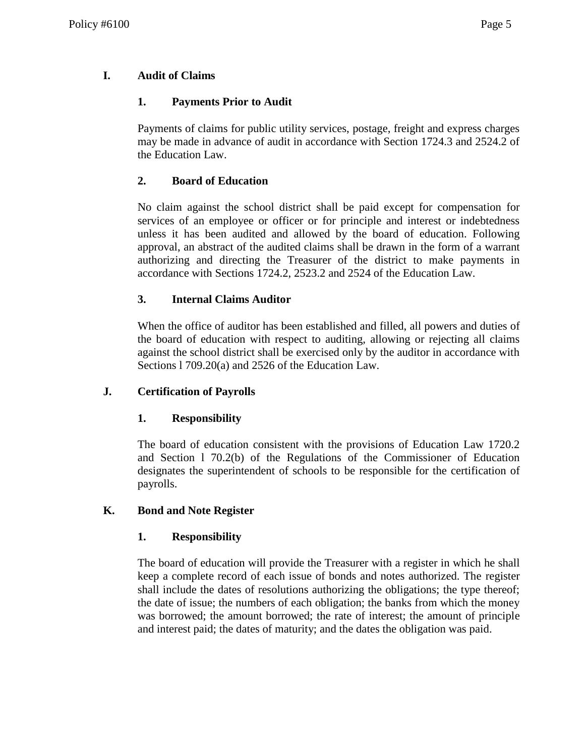## I. Audit of Claims

### 1. Payments Prior to Audit

Payments of claims for public utility services, postage, freight and express charges may be made in advance of audit in accordance with Section 1724.3 and 2524.2 of the Education Law.

### 2. Board of Education

No claim against the school district shall be paid except for compensation for services of an employee or officer or for principle and interest or indebtedness unless it has been audited and allowed by the board of education. Following approval, an abstract of the audited claims shall be drawn in the form of a warrant authorizing and directing the Treasurer of the district to make payments in accordance with Sections 1724.2, 2523.2 and 2524 of the Education Law.

### 3. Internal Claims Auditor

When the office of auditor has been established and filled, all powers and duties of the board of education with respect to auditing, allowing or rejecting all claims against the school district shall be exercised only by the auditor in accordance with Sections l 709.20(a) and 2526 of the Education Law.

## J. Certification of Payrolls

### 1. Responsibility

The board of education consistent with the provisions of Education Law 1720.2 and Section l 70.2(b) of the Regulations of the Commissioner of Education designates the superintendent of schools to be responsible for the certification of payrolls.

## K. Bond and Note Register

### 1. Responsibility

The board of education will provide the Treasurer with a register in which he shall keep a complete record of each issue of bonds and notes authorized. The register shall include the dates of resolutions authorizing the obligations; the type thereof; the date of issue; the numbers of each obligation; the banks from which the money was borrowed; the amount borrowed; the rate of interest; the amount of principle and interest paid; the dates of maturity; and the dates the obligation was paid.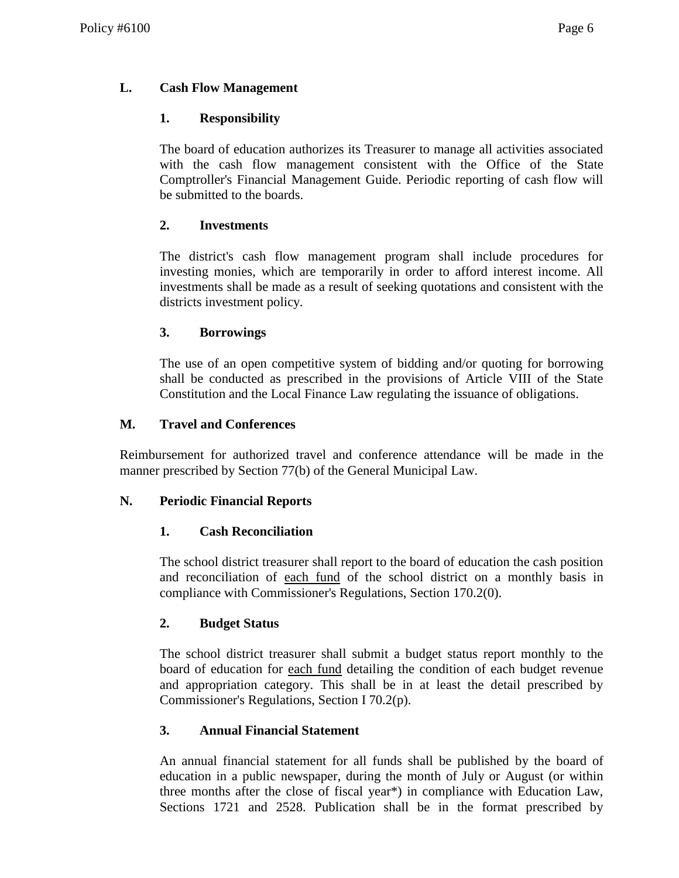## L. Cash Flow Management

### 1. Responsibility

The board of education authorizes its Treasurer to manage all activities associated with the cash flow management consistent with the Office of the State Comptroller's Financial Management Guide. Periodic reporting of cash flow will be submitted to the boards.

### 2. Investments

The district's cash flow management program shall include procedures for investing monies, which are temporarily in order to afford interest income. All investments shall be made as a result of seeking quotations and consistent with the districts investment policy.

### 3. Borrowings

The use of an open competitive system of bidding and/or quoting for borrowing shall be conducted as prescribed in the provisions of Article VIII of the State Constitution and the Local Finance Law regulating the issuance of obligations.

## M. Travel and Conferences

Reimbursement for authorized travel and conference attendance will be made in the manner prescribed by Section 77(b) of the General Municipal Law.

## N. Periodic Financial Reports

### 1. Cash Reconciliation

The school district treasurer shall report to the board of education the cash position and reconciliation of <u>each fund</u> of the school district on a monthly basis in compliance with Commissioner's Regulations, Section 170.2(0).

### 2. Budget Status

The school district treasurer shall submit a budget status report monthly to the board of education for <u>each fund</u> detailing the condition of each budget revenue and appropriation category. This shall be in at least the detail prescribed by Commissioner's Regulations, Section I 70.2(p).

### 3. Annual Financial Statement

An annual financial statement for all funds shall be published by the board of education in a public newspaper, during the month of July or August (or within three months after the close of fiscal year*) in compliance with Education Law, Sections 1721 and 2528. Publication shall be in the format prescribed by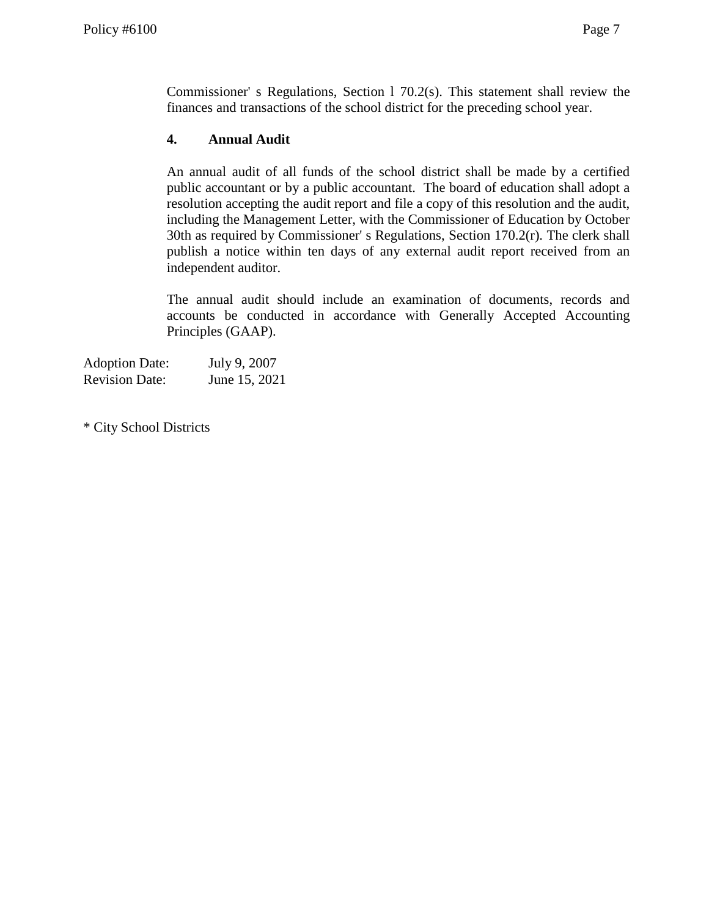Commissioner' s Regulations, Section l 70.2(s). This statement shall review the finances and transactions of the school district for the preceding school year.

**4. Annual Audit**

An annual audit of all funds of the school district shall be made by a certified public accountant or by a public accountant. The board of education shall adopt a resolution accepting the audit report and file a copy of this resolution and the audit, including the Management Letter, with the Commissioner of Education by October 30th as required by Commissioner' s Regulations, Section 170.2(r). The clerk shall publish a notice within ten days of any external audit report received from an independent auditor.

The annual audit should include an examination of documents, records and accounts be conducted in accordance with Generally Accepted Accounting Principles (GAAP).

Adoption Date: July 9, 2007
Revision Date: June 15, 2021

* City School Districts